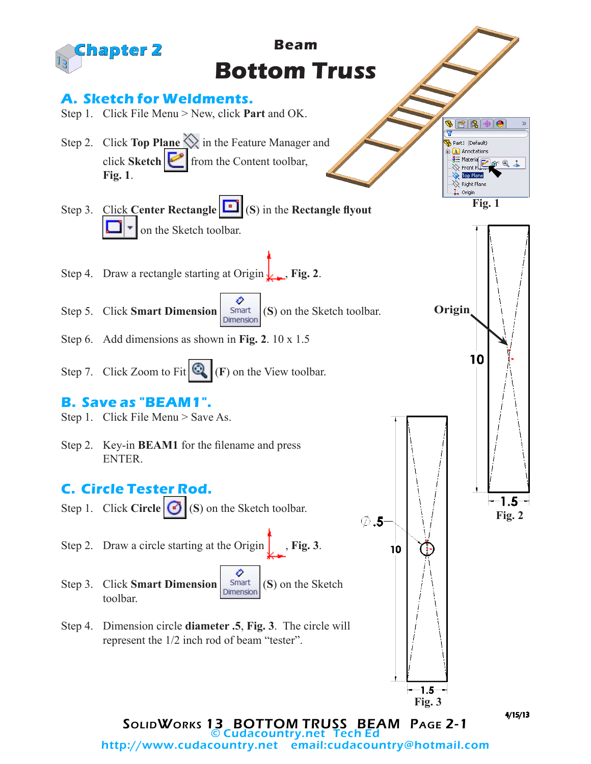# Chapter 2

## Beam
# Bottom Truss

## A. Sketch for Weldments.

Step 1. Click File Menu > New, click **Part** and OK.

Step 2. Click **Top Plane** in the Feature Manager and click **Sketch** from the Content toolbar, **Fig. 1**.

Step 3. Click **Center Rectangle** (**S**) in the **Rectangle flyout** on the Sketch toolbar.

Step 4. Draw a rectangle starting at Origin, **Fig. 2**.

Step 5. Click **Smart Dimension** (**S**) on the Sketch toolbar.

Step 6. Add dimensions as shown in **Fig. 2**. 10 x 1.5

Step 7. Click Zoom to Fit (**F**) on the View toolbar.

Fig. 1

Origin

10

1.5

Fig. 2

## B. Save as "BEAM1".

Step 1. Click File Menu > Save As.

Step 2. Key-in **BEAM1** for the filename and press ENTER.

## C. Circle Tester Rod.

Step 1. Click **Circle** (**S**) on the Sketch toolbar.

Step 2. Draw a circle starting at the Origin, **Fig. 3**.

Step 3. Click **Smart Dimension** (**S**) on the Sketch toolbar.

Step 4. Dimension circle **diameter .5**, **Fig. 3**. The circle will represent the 1/2 inch rod of beam "tester".

Ø.5

10

1.5

Fig. 3

4/15/13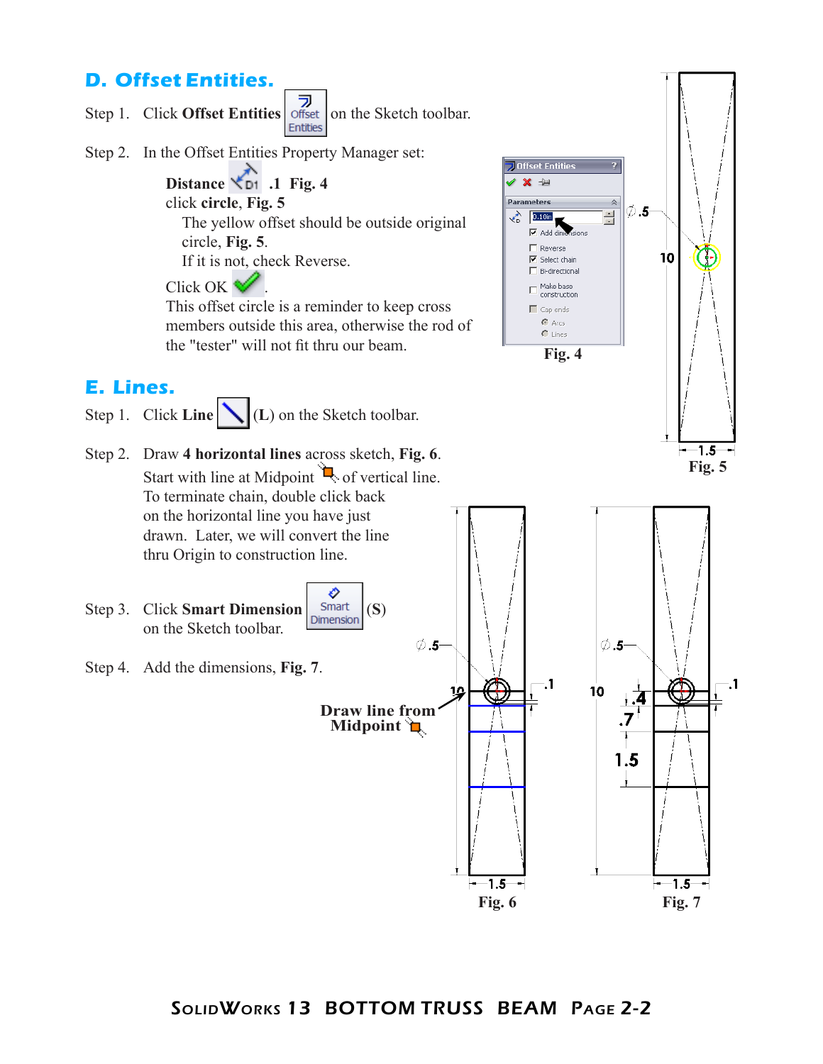## D. Offset Entities.

Step 1. Click **Offset Entities** Offset Entities on the Sketch toolbar.

Step 2. In the Offset Entities Property Manager set:

**Distance** D1 .1 **Fig. 4**

click **circle**, **Fig. 5**

The yellow offset should be outside original circle, **Fig. 5**.

If it is not, check Reverse.

Click OK.

This offset circle is a reminder to keep cross members outside this area, otherwise the rod of the "tester" will not fit thru our beam.

Offset Entities

Parameters

0.10in

Add dimensions

Reverse

Select chain

Bi-directional

Make base construction

Cap ends

Arcs

Lines

**Fig. 4**

Ø.5

10

1.5

**Fig. 5**

## E. Lines.

Step 1. Click **Line** (**L**) on the Sketch toolbar.

Step 2. Draw **4 horizontal lines** across sketch, **Fig. 6**.

Start with line at Midpoint of vertical line.

To terminate chain, double click back on the horizontal line you have just drawn. Later, we will convert the line thru Origin to construction line.

Step 3. Click **Smart Dimension** Smart Dimension (**S**) on the Sketch toolbar.

Step 4. Add the dimensions, **Fig. 7**.

**Draw line from Midpoint**

Ø.5

10

.1

1.5

**Fig. 6**

Ø.5

10

.4

.7

1.5

.1

1.5

**Fig. 7**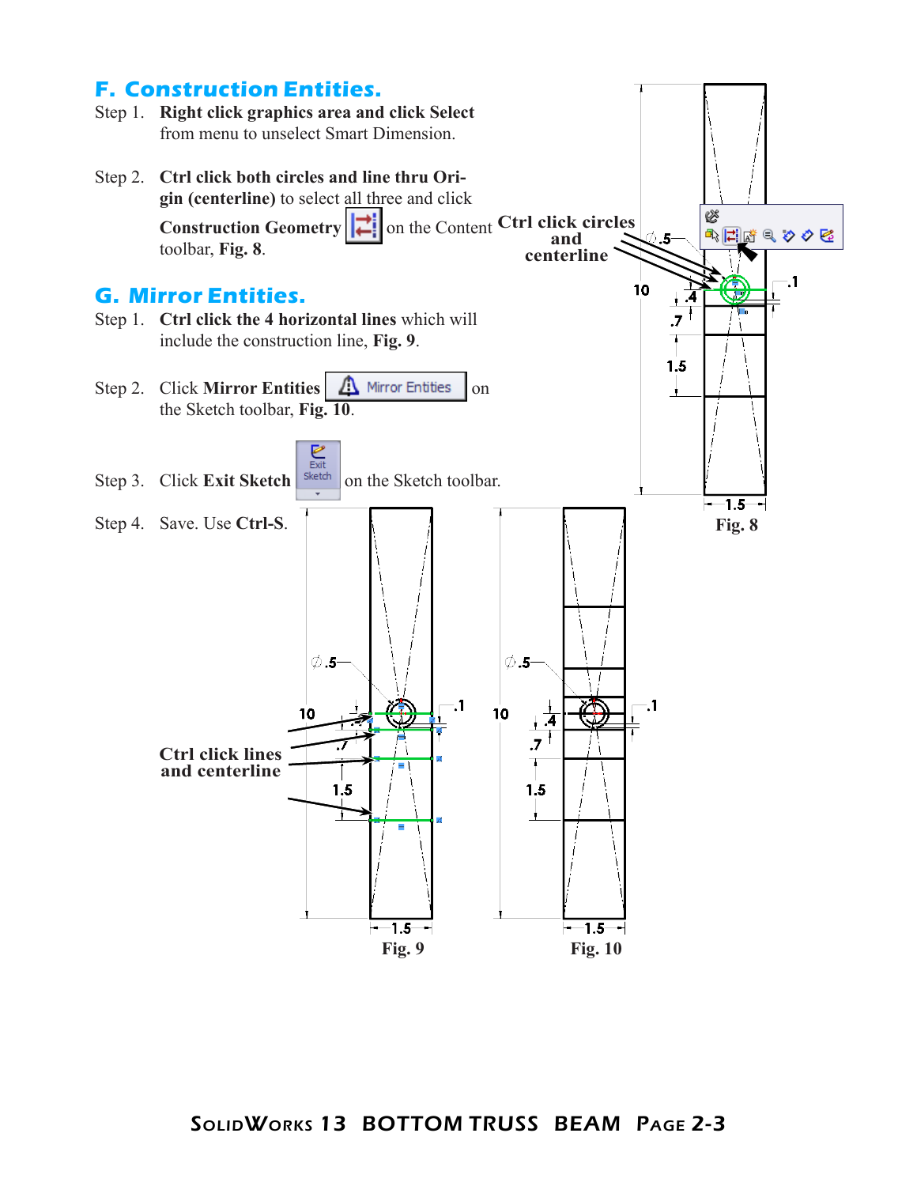## F. Construction Entities.

Step 1. **Right click graphics area and click Select** from menu to unselect Smart Dimension.

Step 2. **Ctrl click both circles and line thru Origin (centerline)** to select all three and click **Construction Geometry** on the Content toolbar, **Fig. 8**.

## G. Mirror Entities.

Step 1. **Ctrl click the 4 horizontal lines** which will include the construction line, **Fig. 9**.

Step 2. Click **Mirror Entities** Mirror Entities on the Sketch toolbar, **Fig. 10**.

Step 3. Click **Exit Sketch** Exit Sketch on the Sketch toolbar.

Step 4. Save. Use **Ctrl-S**.

**Ctrl click circles and centerline**

Ø.5
.1
10
.4
.7
1.5
1.5

**Fig. 8**

**Ctrl click lines and centerline**

Ø.5
.1
10
.7
1.5
1.5

**Fig. 9**

Ø.5
.1
10
.4
.7
1.5
1.5

**Fig. 10**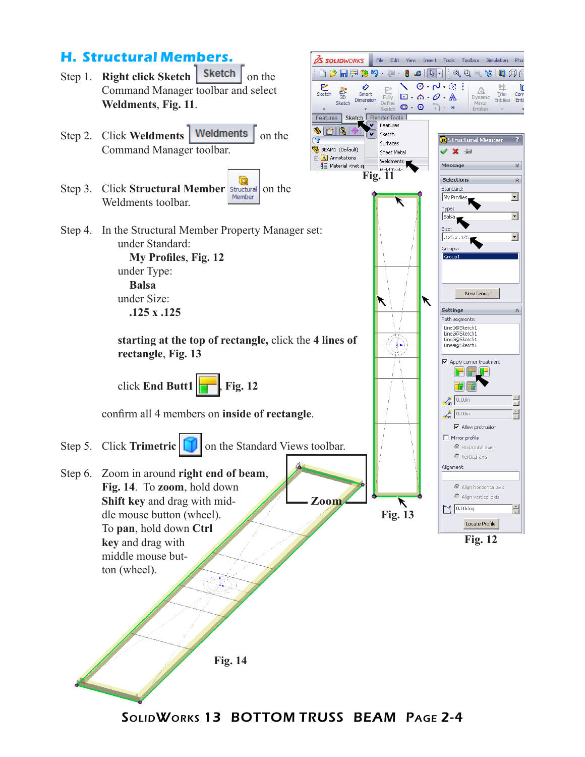## H. Structural Members.

Step 1. **Right click Sketch** Sketch on the Command Manager toolbar and select **Weldments**, **Fig. 11**.

Step 2. Click **Weldments** Weldments on the Command Manager toolbar.

Step 3. Click **Structural Member** Structural Member on the Weldments toolbar.

Step 4. In the Structural Member Property Manager set:

under Standard:

**My Profiles**, **Fig. 12**

under Type:

**Balsa**

under Size:

**.125 x .125**

**starting at the top of rectangle,** click the **4 lines of rectangle**, **Fig. 13**

click **End Butt1**, **Fig. 12**

confirm all 4 members on **inside of rectangle**.

Step 5. Click **Trimetric** on the Standard Views toolbar.

Step 6. Zoom in around **right end of beam**, **Fig. 14**. To **zoom**, hold down **Shift key** and drag with middle mouse button (wheel). To **pan**, hold down **Ctrl key** and drag with middle mouse button (wheel).

Fig. 11

Fig. 12

Fig. 13

Zoom

Fig. 14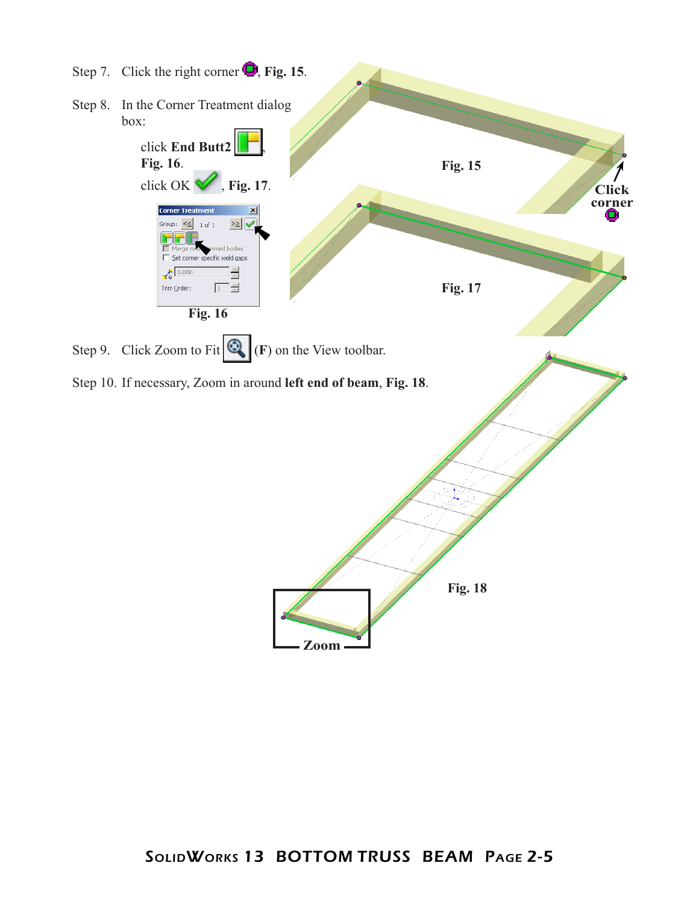Step 7. Click the right corner, **Fig. 15**.

Step 8. In the Corner Treatment dialog box:

click **End Butt2**, **Fig. 16**.

click OK, **Fig. 17**.

Corner Treatment

Group: 1 of 1

Merge miter trimmed bodies

Set corner specific weld gaps

0.00in

Trim Order: 1

**Fig. 16**

**Fig. 15**

Click corner

**Fig. 17**

Step 9. Click Zoom to Fit (**F**) on the View toolbar.

Step 10. If necessary, Zoom in around **left end of beam**, **Fig. 18**.

**Fig. 18**

Zoom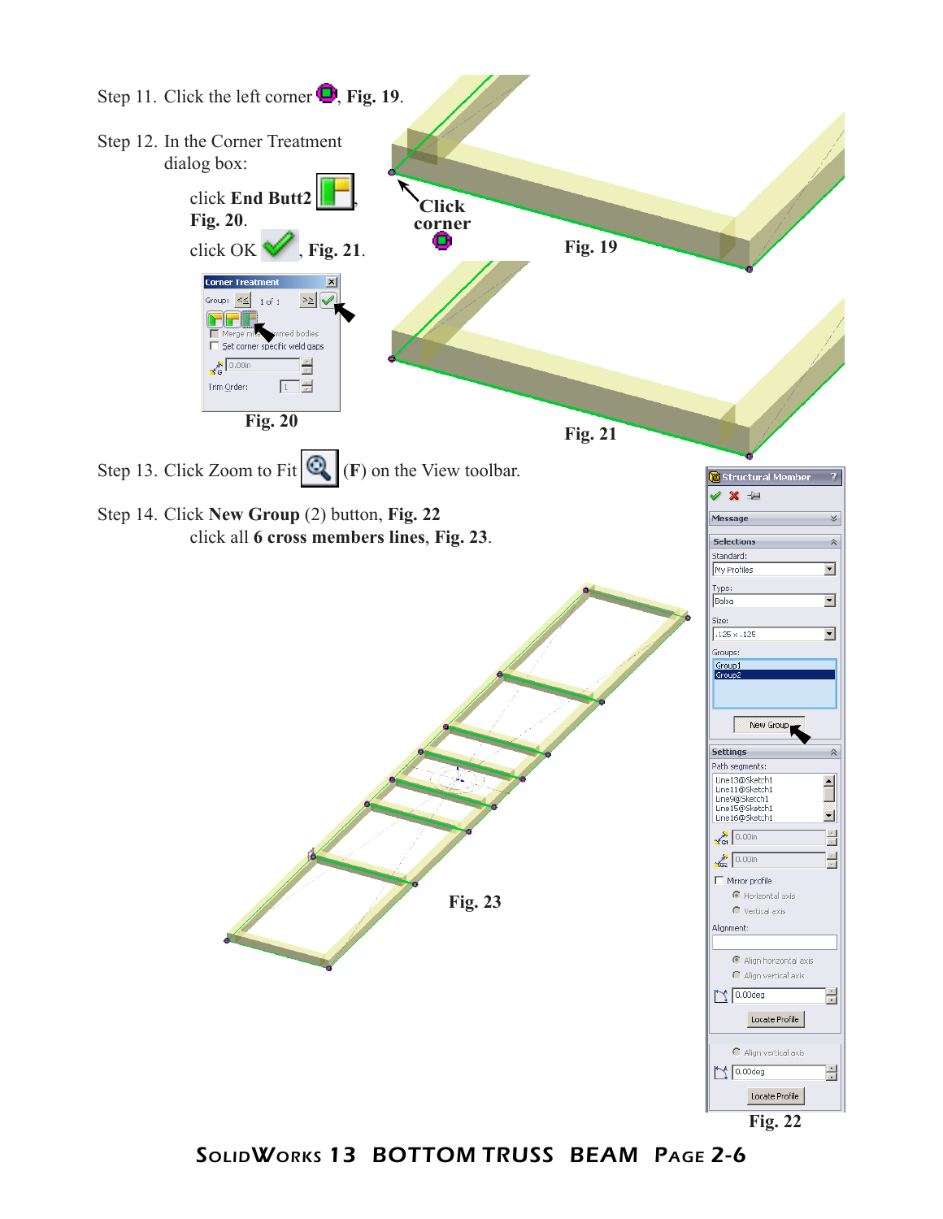Step 11. Click the left corner, **Fig. 19**.

Step 12. In the Corner Treatment dialog box:

click **End Butt2**, **Fig. 20**.

click OK, **Fig. 21**.

Click corner

**Fig. 19**

Corner Treatment

Group: 1 of 1

Merge mi... ...rmed bodies

Set corner specific weld gaps

0.00in

Trim Order: 1

**Fig. 20**

**Fig. 21**

Step 13. Click Zoom to Fit (**F**) on the View toolbar.

Step 14. Click **New Group** (2) button, **Fig. 22**

click all **6 cross members lines**, **Fig. 23**.

**Fig. 23**

Structural Member

Message

Selections

Standard:

My Profiles

Type:

Balsa

Size:

.125 x .125

Groups:

Group1

Group2

New Group

Settings

Path segments:

Line13@Sketch1

Line11@Sketch1

Line9@Sketch1

Line15@Sketch1

Line16@Sketch1

0.00in

0.00in

Mirror profile

Horizontal axis

Vertical axis

Alignment:

Align horizontal axis

Align vertical axis

0.00deg

Locate Profile

Align vertical axis

0.00deg

Locate Profile

**Fig. 22**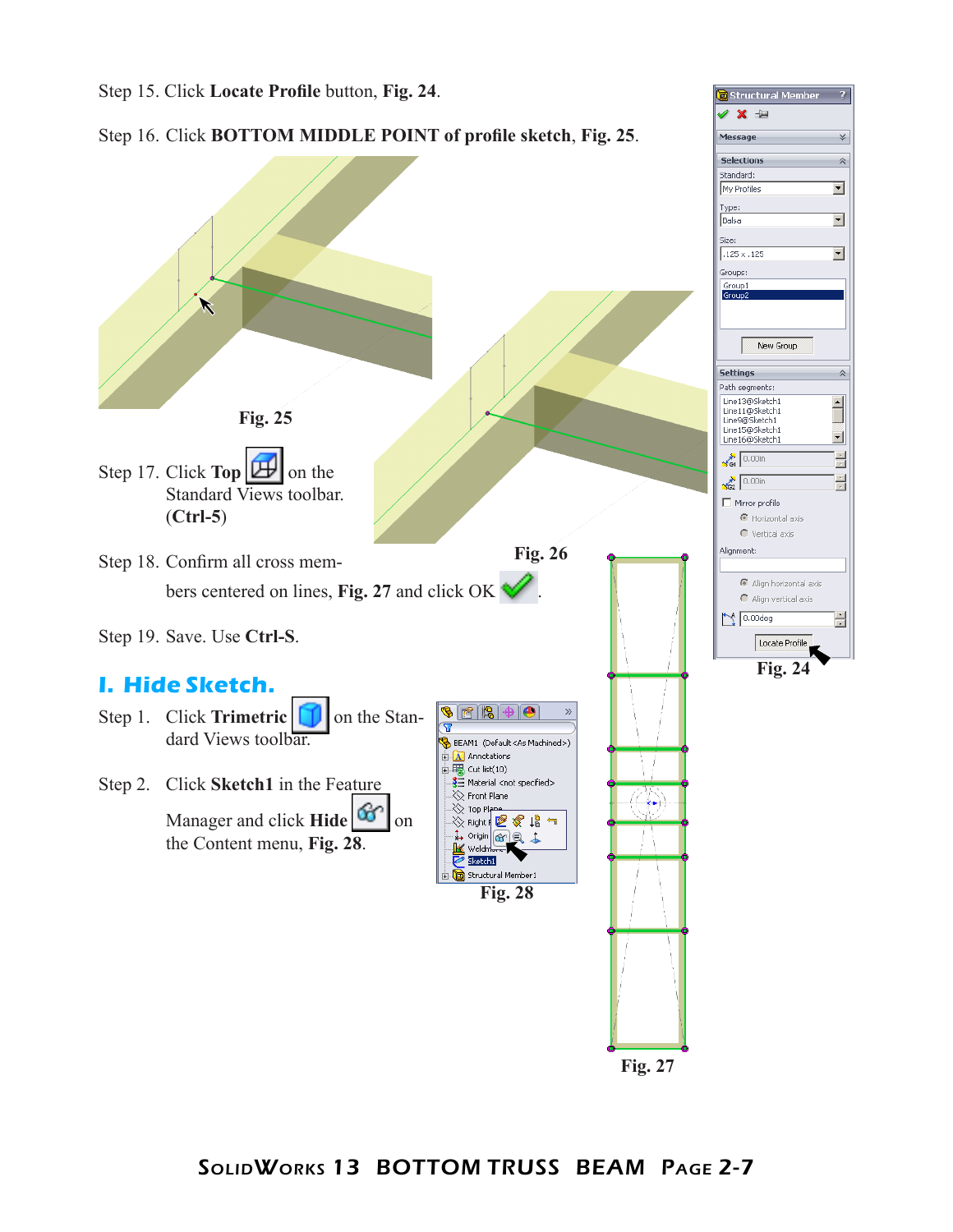Step 15. Click **Locate Profile** button, **Fig. 24**.

Step 16. Click **BOTTOM MIDDLE POINT of profile sketch**, **Fig. 25**.

**Fig. 25**

Step 17. Click **Top** on the Standard Views toolbar. (**Ctrl-5**)

**Fig. 26**

Step 18. Confirm all cross members centered on lines, **Fig. 27** and click OK.

Step 19. Save. Use **Ctrl-S**.

## I. Hide Sketch.

Step 1. Click **Trimetric** on the Standard Views toolbar.

Step 2. Click **Sketch1** in the Feature Manager and click **Hide** on the Content menu, **Fig. 28**.

**Fig. 28**

**Fig. 27**

**Fig. 24**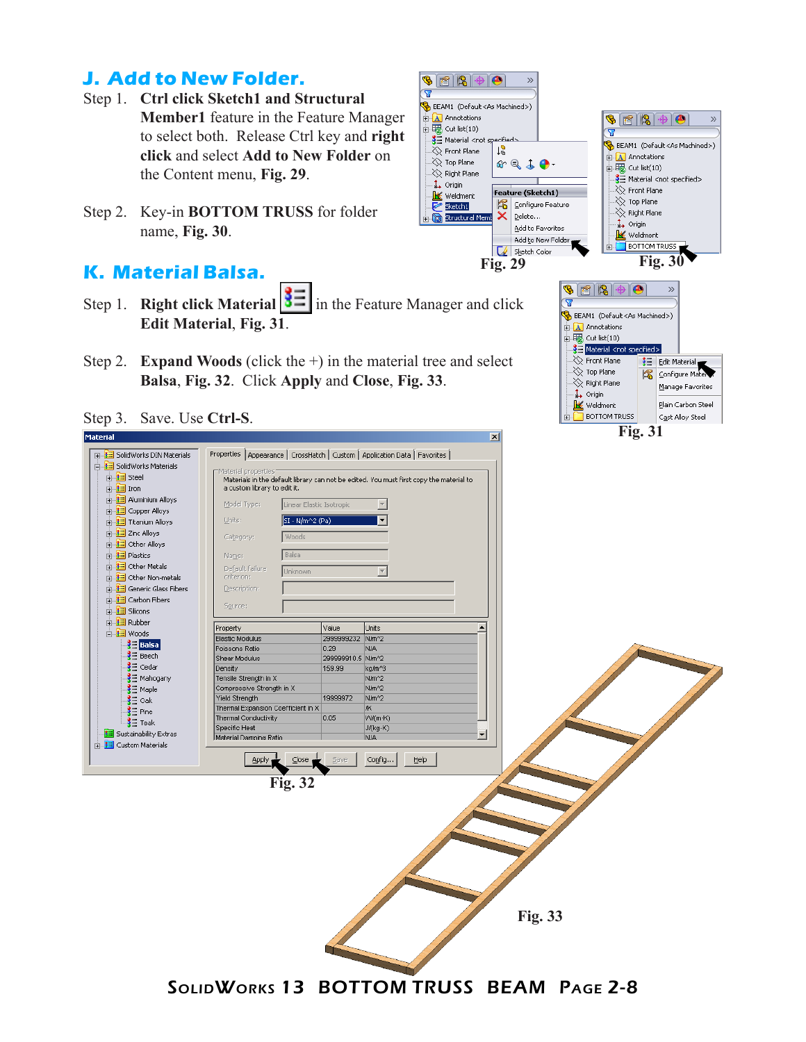## J. Add to New Folder.

Step 1. **Ctrl click Sketch1 and Structural Member1** feature in the Feature Manager to select both. Release Ctrl key and **right click** and select **Add to New Folder** on the Content menu, **Fig. 29**.

Step 2. Key-in **BOTTOM TRUSS** for folder name, **Fig. 30**.

Fig. 29

Fig. 30

## K. Material Balsa.

Step 1. **Right click Material** in the Feature Manager and click **Edit Material**, **Fig. 31**.

Step 2. **Expand Woods** (click the +) in the material tree and select **Balsa**, **Fig. 32**. Click **Apply** and **Close**, **Fig. 33**.

Step 3. Save. Use **Ctrl-S**.

Fig. 31

Fig. 32

Fig. 33